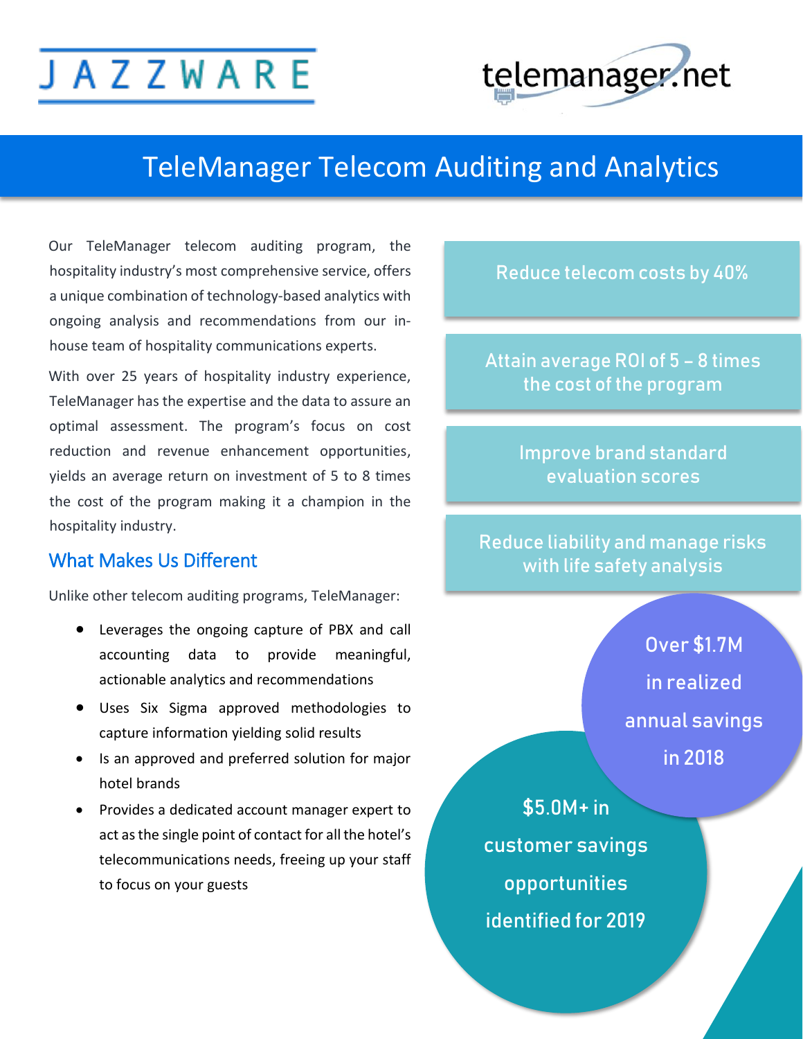JAZZWARE

telemanager.net

# TeleManager Telecom Auditing and Analytics

Our TeleManager telecom auditing program, the hospitality industry's most comprehensive service, offers a unique combination of technology-based analytics with ongoing analysis and recommendations from our in-house team of hospitality communications experts.

With over 25 years of hospitality industry experience, TeleManager has the expertise and the data to assure an optimal assessment. The program's focus on cost reduction and revenue enhancement opportunities, yields an average return on investment of 5 to 8 times the cost of the program making it a champion in the hospitality industry.

## What Makes Us Different

Unlike other telecom auditing programs, TeleManager:

- Leverages the ongoing capture of PBX and call accounting data to provide meaningful, actionable analytics and recommendations
- Uses Six Sigma approved methodologies to capture information yielding solid results
- Is an approved and preferred solution for major hotel brands
- Provides a dedicated account manager expert to act as the single point of contact for all the hotel's telecommunications needs, freeing up your staff to focus on your guests

Reduce telecom costs by 40%

Attain average ROI of 5 – 8 times the cost of the program

Improve brand standard evaluation scores

Reduce liability and manage risks with life safety analysis

Over $1.7M in realized annual savings in 2018

$5.0M+ in customer savings opportunities identified for 2019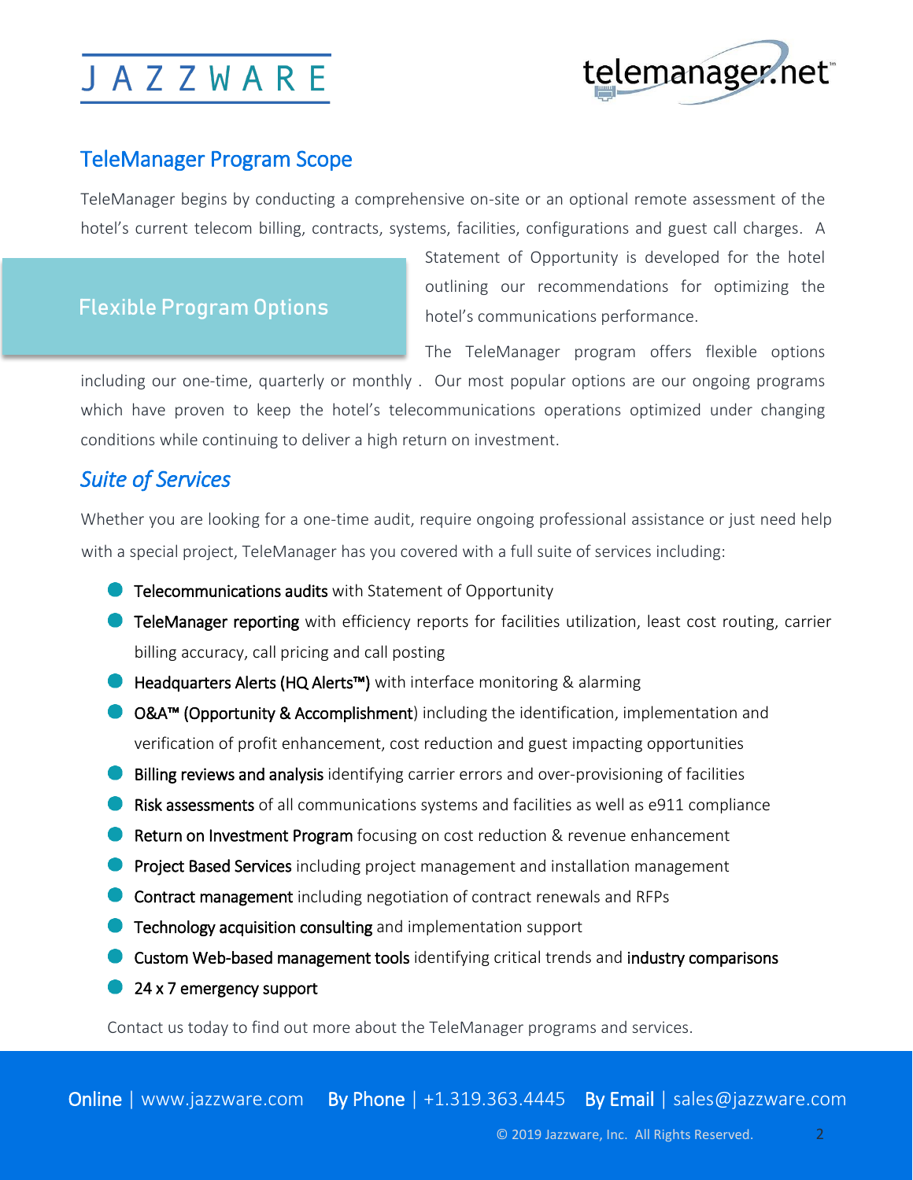JAZZWARE

telemanager.net™

## TeleManager Program Scope

TeleManager begins by conducting a comprehensive on-site or an optional remote assessment of the hotel's current telecom billing, contracts, systems, facilities, configurations and guest call charges. A Statement of Opportunity is developed for the hotel outlining our recommendations for optimizing the hotel's communications performance.

### Flexible Program Options

The TeleManager program offers flexible options including our one-time, quarterly or monthly . Our most popular options are our ongoing programs which have proven to keep the hotel's telecommunications operations optimized under changing conditions while continuing to deliver a high return on investment.

## *Suite of Services*

Whether you are looking for a one-time audit, require ongoing professional assistance or just need help with a special project, TeleManager has you covered with a full suite of services including:

- **Telecommunications audits** with Statement of Opportunity
- **TeleManager reporting** with efficiency reports for facilities utilization, least cost routing, carrier billing accuracy, call pricing and call posting
- **Headquarters Alerts (HQ Alerts™)** with interface monitoring & alarming
- **O&A™ (Opportunity & Accomplishment**) including the identification, implementation and verification of profit enhancement, cost reduction and guest impacting opportunities
- **Billing reviews and analysis** identifying carrier errors and over-provisioning of facilities
- **Risk assessments** of all communications systems and facilities as well as e911 compliance
- **Return on Investment Program** focusing on cost reduction & revenue enhancement
- **Project Based Services** including project management and installation management
- **Contract management** including negotiation of contract renewals and RFPs
- **Technology acquisition consulting** and implementation support
- **Custom Web-based management tools** identifying critical trends and **industry comparisons**
- **24 x 7 emergency support**

Contact us today to find out more about the TeleManager programs and services.

**Online** | www.jazzware.com **By Phone** | +1.319.363.4445 **By Email** | sales@jazzware.com

© 2019 Jazzware, Inc. All Rights Reserved.